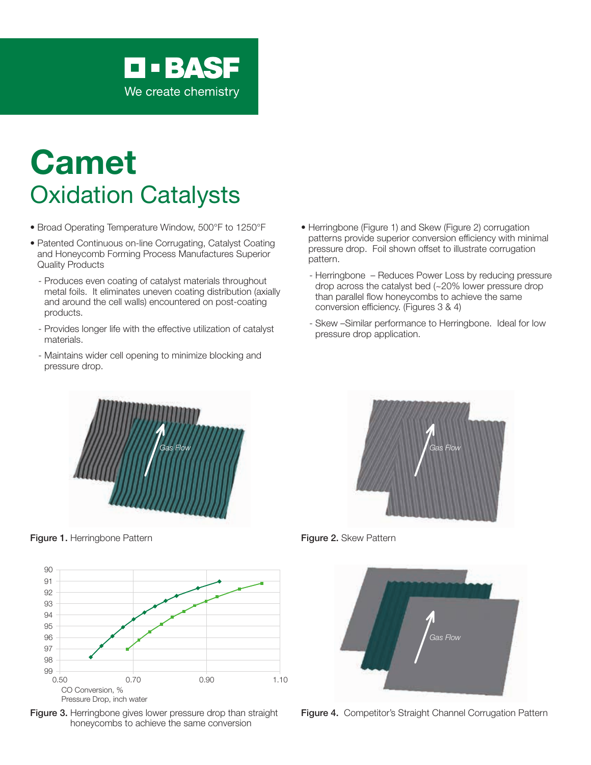# Camet

## Oxidation Catalysts

- Broad Operating Temperature Window, 500°F to 1250°F
- Patented Continuous on-line Corrugating, Catalyst Coating and Honeycomb Forming Process Manufactures Superior Quality Products
  - Produces even coating of catalyst materials throughout metal foils. It eliminates uneven coating distribution (axially and around the cell walls) encountered on post-coating products.
  - Provides longer life with the effective utilization of catalyst materials.
  - Maintains wider cell opening to minimize blocking and pressure drop.
- Herringbone (Figure 1) and Skew (Figure 2) corrugation patterns provide superior conversion efficiency with minimal pressure drop. Foil shown offset to illustrate corrugation pattern.
  - Herringbone – Reduces Power Loss by reducing pressure drop across the catalyst bed (~20% lower pressure drop than parallel flow honeycombs to achieve the same conversion efficiency. (Figures 3 & 4)
  - Skew –Similar performance to Herringbone. Ideal for low pressure drop application.

Gas Flow

**Figure 1.** Herringbone Pattern

Gas Flow

**Figure 2.** Skew Pattern

CO Conversion, %
Pressure Drop, inch water

**Figure 3.** Herringbone gives lower pressure drop than straight honeycombs to achieve the same conversion

Gas Flow

**Figure 4.** Competitor's Straight Channel Corrugation Pattern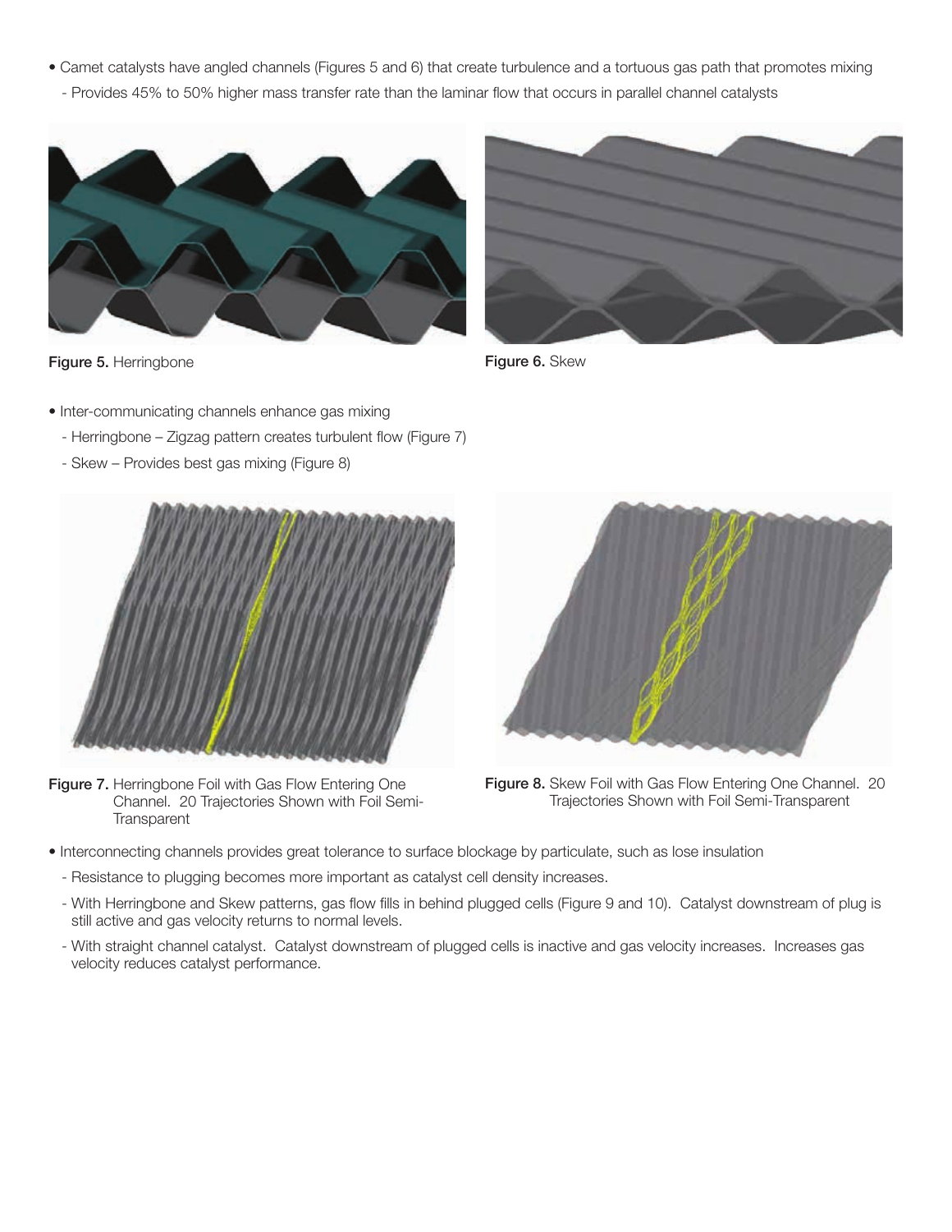- Camet catalysts have angled channels (Figures 5 and 6) that create turbulence and a tortuous gas path that promotes mixing
  - Provides 45% to 50% higher mass transfer rate than the laminar flow that occurs in parallel channel catalysts

**Figure 5.** Herringbone

**Figure 6.** Skew

- Inter-communicating channels enhance gas mixing
  - Herringbone – Zigzag pattern creates turbulent flow (Figure 7)
  - Skew – Provides best gas mixing (Figure 8)

**Figure 7.** Herringbone Foil with Gas Flow Entering One Channel. 20 Trajectories Shown with Foil Semi-Transparent

**Figure 8.** Skew Foil with Gas Flow Entering One Channel. 20 Trajectories Shown with Foil Semi-Transparent

- Interconnecting channels provides great tolerance to surface blockage by particulate, such as lose insulation
  - Resistance to plugging becomes more important as catalyst cell density increases.
  - With Herringbone and Skew patterns, gas flow fills in behind plugged cells (Figure 9 and 10). Catalyst downstream of plug is still active and gas velocity returns to normal levels.
  - With straight channel catalyst. Catalyst downstream of plugged cells is inactive and gas velocity increases. Increases gas velocity reduces catalyst performance.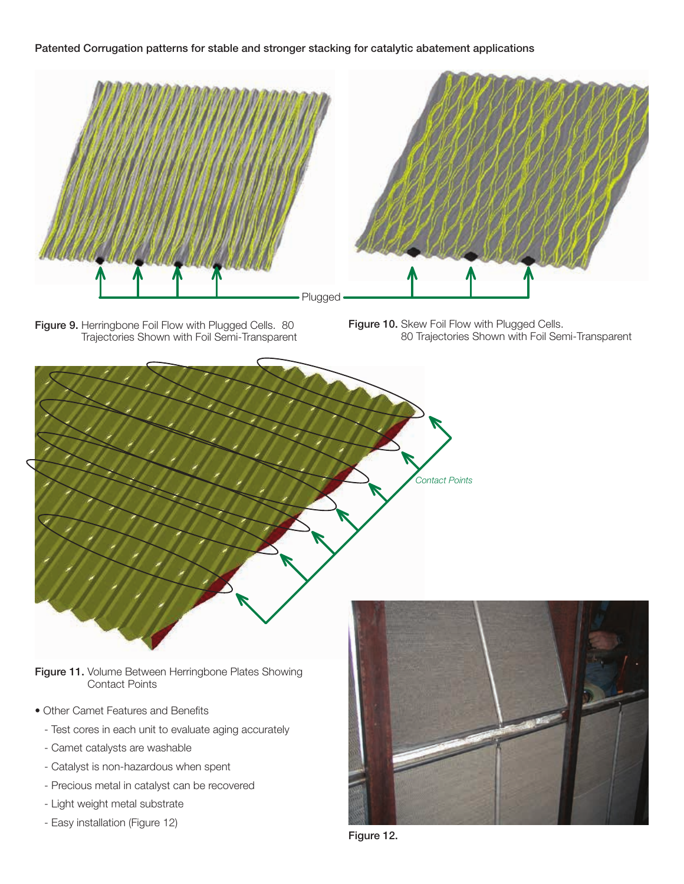**Patented Corrugation patterns for stable and stronger stacking for catalytic abatement applications**

**Figure 9.** Herringbone Foil Flow with Plugged Cells. 80 Trajectories Shown with Foil Semi-Transparent

**Figure 10.** Skew Foil Flow with Plugged Cells. 80 Trajectories Shown with Foil Semi-Transparent

**Figure 11.** Volume Between Herringbone Plates Showing Contact Points

- Other Camet Features and Benefits
  - Test cores in each unit to evaluate aging accurately
  - Camet catalysts are washable
  - Catalyst is non-hazardous when spent
  - Precious metal in catalyst can be recovered
  - Light weight metal substrate
  - Easy installation (Figure 12)

**Figure 12.**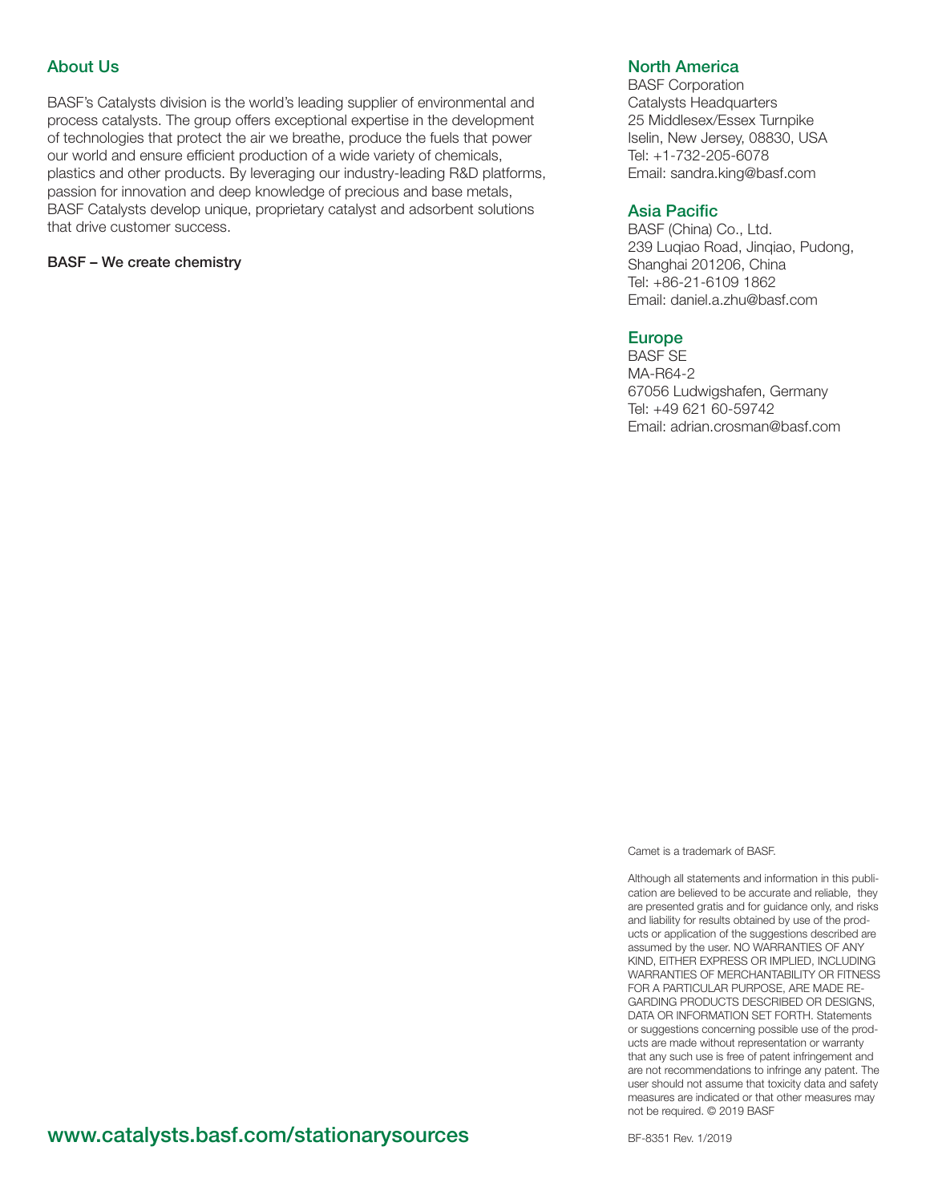## About Us

BASF's Catalysts division is the world's leading supplier of environmental and process catalysts. The group offers exceptional expertise in the development of technologies that protect the air we breathe, produce the fuels that power our world and ensure efficient production of a wide variety of chemicals, plastics and other products. By leveraging our industry-leading R&D platforms, passion for innovation and deep knowledge of precious and base metals, BASF Catalysts develop unique, proprietary catalyst and adsorbent solutions that drive customer success.

**BASF – We create chemistry**

## North America

BASF Corporation
Catalysts Headquarters
25 Middlesex/Essex Turnpike
Iselin, New Jersey, 08830, USA
Tel: +1-732-205-6078
Email: sandra.king@basf.com

## Asia Pacific

BASF (China) Co., Ltd.
239 Luqiao Road, Jinqiao, Pudong,
Shanghai 201206, China
Tel: +86-21-6109 1862
Email: daniel.a.zhu@basf.com

## Europe

BASF SE
MA-R64-2
67056 Ludwigshafen, Germany
Tel: +49 621 60-59742
Email: adrian.crosman@basf.com

Camet is a trademark of BASF.

Although all statements and information in this publication are believed to be accurate and reliable, they are presented gratis and for guidance only, and risks and liability for results obtained by use of the products or application of the suggestions described are assumed by the user. NO WARRANTIES OF ANY KIND, EITHER EXPRESS OR IMPLIED, INCLUDING WARRANTIES OF MERCHANTABILITY OR FITNESS FOR A PARTICULAR PURPOSE, ARE MADE REGARDING PRODUCTS DESCRIBED OR DESIGNS, DATA OR INFORMATION SET FORTH. Statements or suggestions concerning possible use of the products are made without representation or warranty that any such use is free of patent infringement and are not recommendations to infringe any patent. The user should not assume that toxicity data and safety measures are indicated or that other measures may not be required. © 2019 BASF

**www.catalysts.basf.com/stationarysources**

BF-8351 Rev. 1/2019